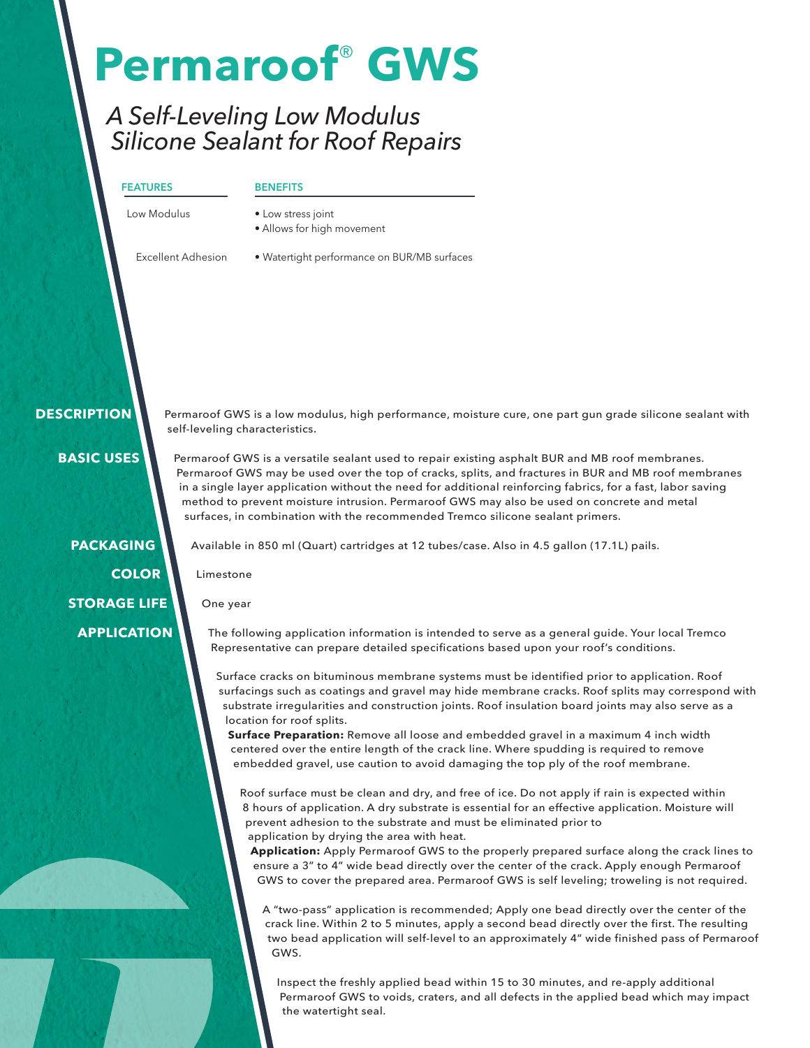# Permaroof® GWS

*A Self-Leveling Low Modulus Silicone Sealant for Roof Repairs*

| FEATURES | BENEFITS |
| --- | --- |
| Low Modulus | • Low stress joint<br>• Allows for high movement |
| Excellent Adhesion | • Watertight performance on BUR/MB surfaces |

## DESCRIPTION

Permaroof GWS is a low modulus, high performance, moisture cure, one part gun grade silicone sealant with self-leveling characteristics.

## BASIC USES

Permaroof GWS is a versatile sealant used to repair existing asphalt BUR and MB roof membranes. Permaroof GWS may be used over the top of cracks, splits, and fractures in BUR and MB roof membranes in a single layer application without the need for additional reinforcing fabrics, for a fast, labor saving method to prevent moisture intrusion. Permaroof GWS may also be used on concrete and metal surfaces, in combination with the recommended Tremco silicone sealant primers.

## PACKAGING

Available in 850 ml (Quart) cartridges at 12 tubes/case. Also in 4.5 gallon (17.1L) pails.

## COLOR

Limestone

## STORAGE LIFE

One year

## APPLICATION

The following application information is intended to serve as a general guide. Your local Tremco Representative can prepare detailed specifications based upon your roof's conditions.

Surface cracks on bituminous membrane systems must be identified prior to application. Roof surfacings such as coatings and gravel may hide membrane cracks. Roof splits may correspond with substrate irregularities and construction joints. Roof insulation board joints may also serve as a location for roof splits.

**Surface Preparation:** Remove all loose and embedded gravel in a maximum 4 inch width centered over the entire length of the crack line. Where spudding is required to remove embedded gravel, use caution to avoid damaging the top ply of the roof membrane.

Roof surface must be clean and dry, and free of ice. Do not apply if rain is expected within 8 hours of application. A dry substrate is essential for an effective application. Moisture will prevent adhesion to the substrate and must be eliminated prior to application by drying the area with heat.

**Application:** Apply Permaroof GWS to the properly prepared surface along the crack lines to ensure a 3" to 4" wide bead directly over the center of the crack. Apply enough Permaroof GWS to cover the prepared area. Permaroof GWS is self leveling; troweling is not required.

A "two-pass" application is recommended; Apply one bead directly over the center of the crack line. Within 2 to 5 minutes, apply a second bead directly over the first. The resulting two bead application will self-level to an approximately 4" wide finished pass of Permaroof GWS.

Inspect the freshly applied bead within 15 to 30 minutes, and re-apply additional Permaroof GWS to voids, craters, and all defects in the applied bead which may impact the watertight seal.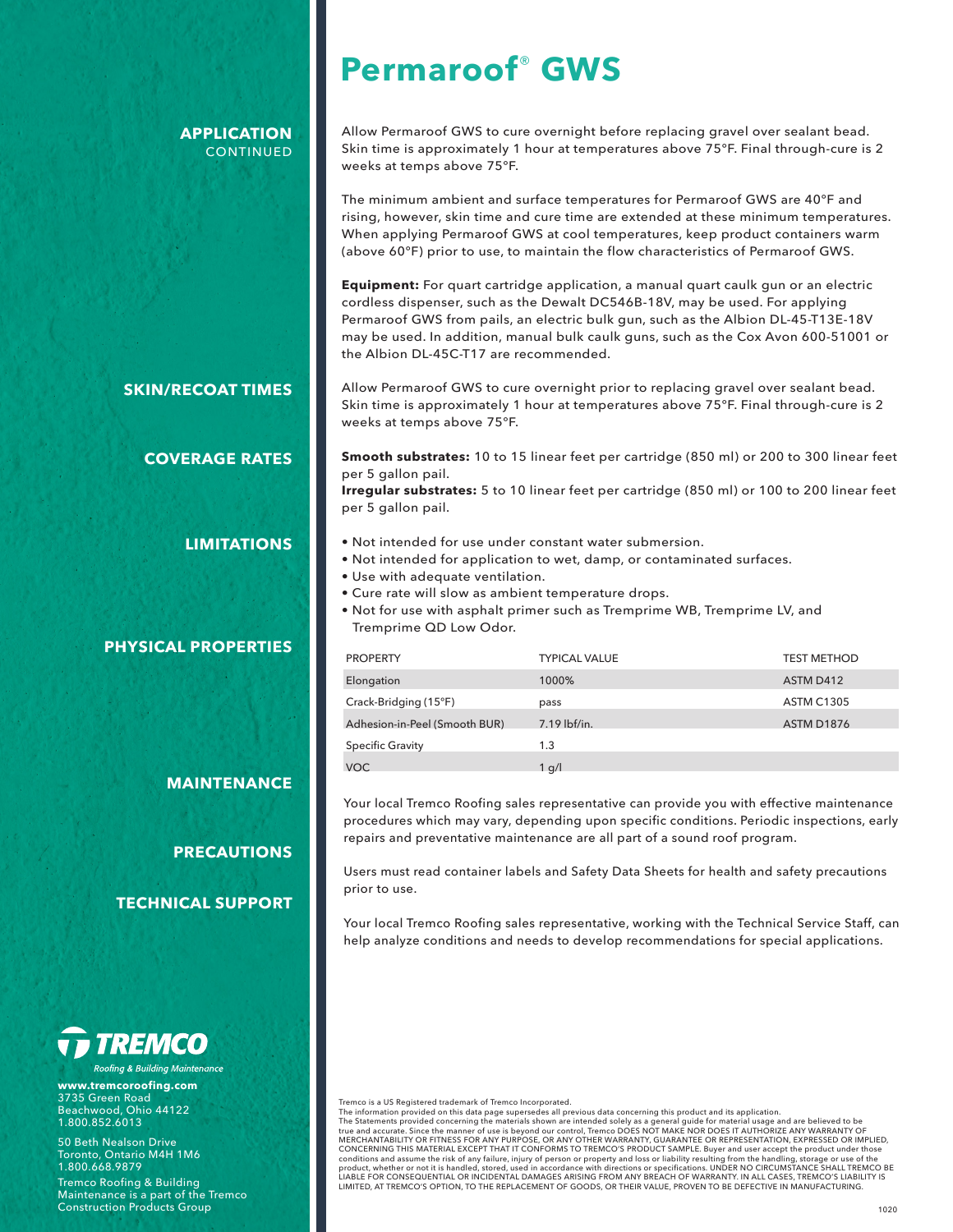# Permaroof® GWS

## APPLICATION CONTINUED

Allow Permaroof GWS to cure overnight before replacing gravel over sealant bead. Skin time is approximately 1 hour at temperatures above 75°F. Final through-cure is 2 weeks at temps above 75°F.

The minimum ambient and surface temperatures for Permaroof GWS are 40°F and rising, however, skin time and cure time are extended at these minimum temperatures. When applying Permaroof GWS at cool temperatures, keep product containers warm (above 60°F) prior to use, to maintain the flow characteristics of Permaroof GWS.

**Equipment:** For quart cartridge application, a manual quart caulk gun or an electric cordless dispenser, such as the Dewalt DC546B-18V, may be used. For applying Permaroof GWS from pails, an electric bulk gun, such as the Albion DL-45-T13E-18V may be used. In addition, manual bulk caulk guns, such as the Cox Avon 600-51001 or the Albion DL-45C-T17 are recommended.

## SKIN/RECOAT TIMES

Allow Permaroof GWS to cure overnight prior to replacing gravel over sealant bead. Skin time is approximately 1 hour at temperatures above 75°F. Final through-cure is 2 weeks at temps above 75°F.

## COVERAGE RATES

**Smooth substrates:** 10 to 15 linear feet per cartridge (850 ml) or 200 to 300 linear feet per 5 gallon pail.
**Irregular substrates:** 5 to 10 linear feet per cartridge (850 ml) or 100 to 200 linear feet per 5 gallon pail.

## LIMITATIONS

- Not intended for use under constant water submersion.
- Not intended for application to wet, damp, or contaminated surfaces.
- Use with adequate ventilation.
- Cure rate will slow as ambient temperature drops.
- Not for use with asphalt primer such as Tremprime WB, Tremprime LV, and Tremprime QD Low Odor.

## PHYSICAL PROPERTIES

| PROPERTY | TYPICAL VALUE | TEST METHOD |
|---|---|---|
| Elongation | 1000% | ASTM D412 |
| Crack-Bridging (15°F) | pass | ASTM C1305 |
| Adhesion-in-Peel (Smooth BUR) | 7.19 lbf/in. | ASTM D1876 |
| Specific Gravity | 1.3 | |
| VOC | 1 g/l | |

## MAINTENANCE

Your local Tremco Roofing sales representative can provide you with effective maintenance procedures which may vary, depending upon specific conditions. Periodic inspections, early repairs and preventative maintenance are all part of a sound roof program.

## PRECAUTIONS

Users must read container labels and Safety Data Sheets for health and safety precautions prior to use.

## TECHNICAL SUPPORT

Your local Tremco Roofing sales representative, working with the Technical Service Staff, can help analyze conditions and needs to develop recommendations for special applications.

TREMCO
Roofing & Building Maintenance

**www.tremcoroofing.com**
3735 Green Road
Beachwood, Ohio 44122
1.800.852.6013

50 Beth Nealson Drive
Toronto, Ontario M4H 1M6
1.800.668.9879

Tremco Roofing & Building Maintenance is a part of the Tremco Construction Products Group

Tremco is a US Registered trademark of Tremco Incorporated.
The information provided on this data page supersedes all previous data concerning this product and its application.
The Statements provided concerning the materials shown are intended solely as a general guide for material usage and are believed to be true and accurate. Since the manner of use is beyond our control, Tremco DOES NOT MAKE NOR DOES IT AUTHORIZE ANY WARRANTY OF MERCHANTABILITY OR FITNESS FOR ANY PURPOSE, OR ANY OTHER WARRANTY, GUARANTEE OR REPRESENTATION, EXPRESSED OR IMPLIED, CONCERNING THIS MATERIAL EXCEPT THAT IT CONFORMS TO TREMCO'S PRODUCT SAMPLE. Buyer and user accept the product under those conditions and assume the risk of any failure, injury of person or property and loss or liability resulting from the handling, storage or use of the product, whether or not it is handled, stored, used in accordance with directions or specifications. UNDER NO CIRCUMSTANCE SHALL TREMCO BE LIABLE FOR CONSEQUENTIAL OR INCIDENTAL DAMAGES ARISING FROM ANY BREACH OF WARRANTY. IN ALL CASES, TREMCO'S LIABILITY IS LIMITED, AT TREMCO'S OPTION, TO THE REPLACEMENT OF GOODS, OR THEIR VALUE, PROVEN TO BE DEFECTIVE IN MANUFACTURING.

1020